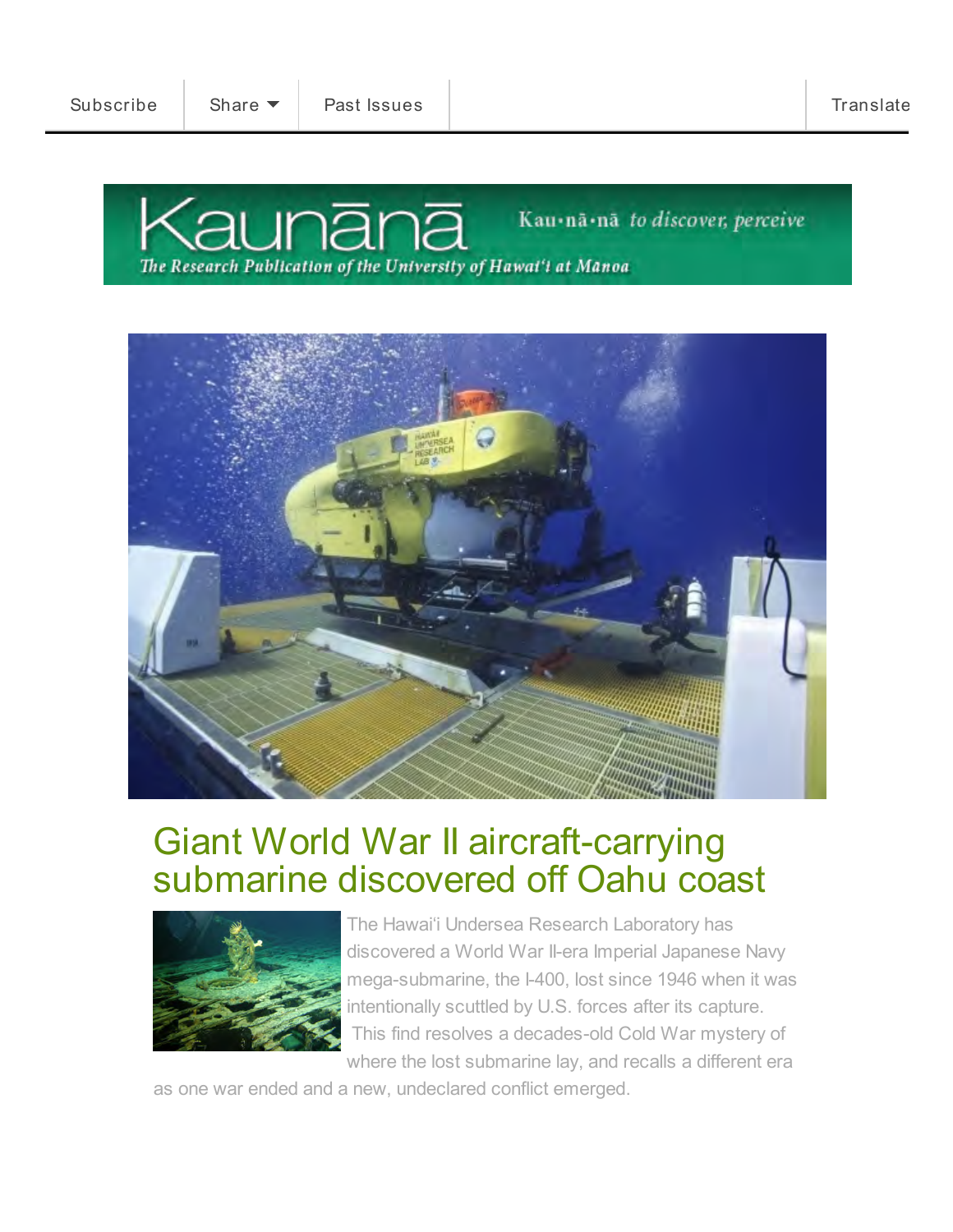Subscribe | Share | Past Issues | Translate

Kaunānā — Kau·nā·nā *to discover, perceive*

*The Research Publication of the University of Hawai'i at Mānoa*

# Giant World War II aircraft-carrying submarine discovered off Oahu coast

The Hawai'i Undersea Research Laboratory has discovered a World War II-era Imperial Japanese Navy mega-submarine, the I-400, lost since 1946 when it was intentionally scuttled by U.S. forces after its capture. This find resolves a decades-old Cold War mystery of where the lost submarine lay, and recalls a different era as one war ended and a new, undeclared conflict emerged.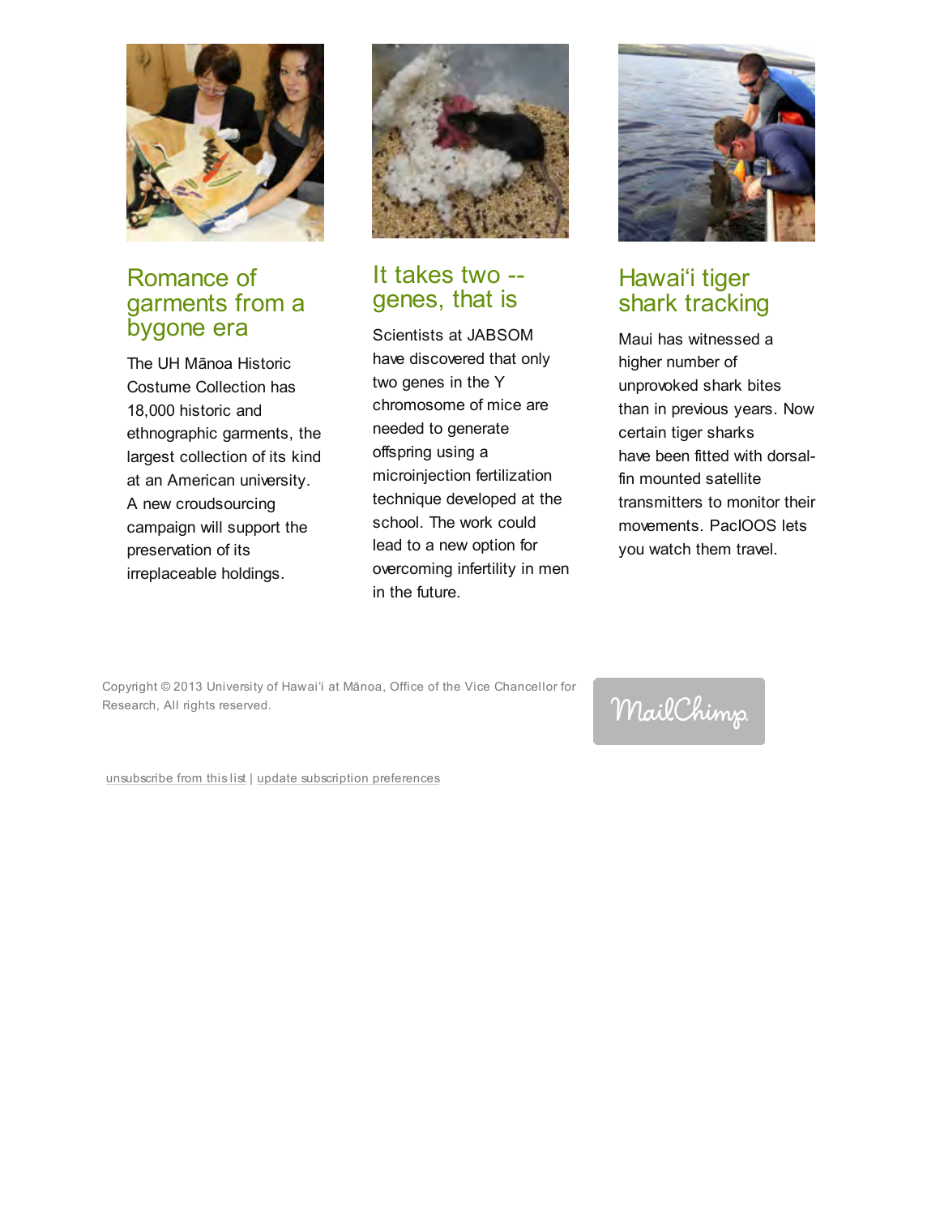## Romance of garments from a bygone era

The UH Mānoa Historic Costume Collection has 18,000 historic and ethnographic garments, the largest collection of its kind at an American university. A new croudsourcing campaign will support the preservation of its irreplaceable holdings.

## It takes two -- genes, that is

Scientists at JABSOM have discovered that only two genes in the Y chromosome of mice are needed to generate offspring using a microinjection fertilization technique developed at the school. The work could lead to a new option for overcoming infertility in men in the future.

## Hawai'i tiger shark tracking

Maui has witnessed a higher number of unprovoked shark bites than in previous years. Now certain tiger sharks have been fitted with dorsal-fin mounted satellite transmitters to monitor their movements. PacIOOS lets you watch them travel.

Copyright © 2013 University of Hawai'i at Mānoa, Office of the Vice Chancellor for Research, All rights reserved.

MailChimp

unsubscribe from this list | update subscription preferences